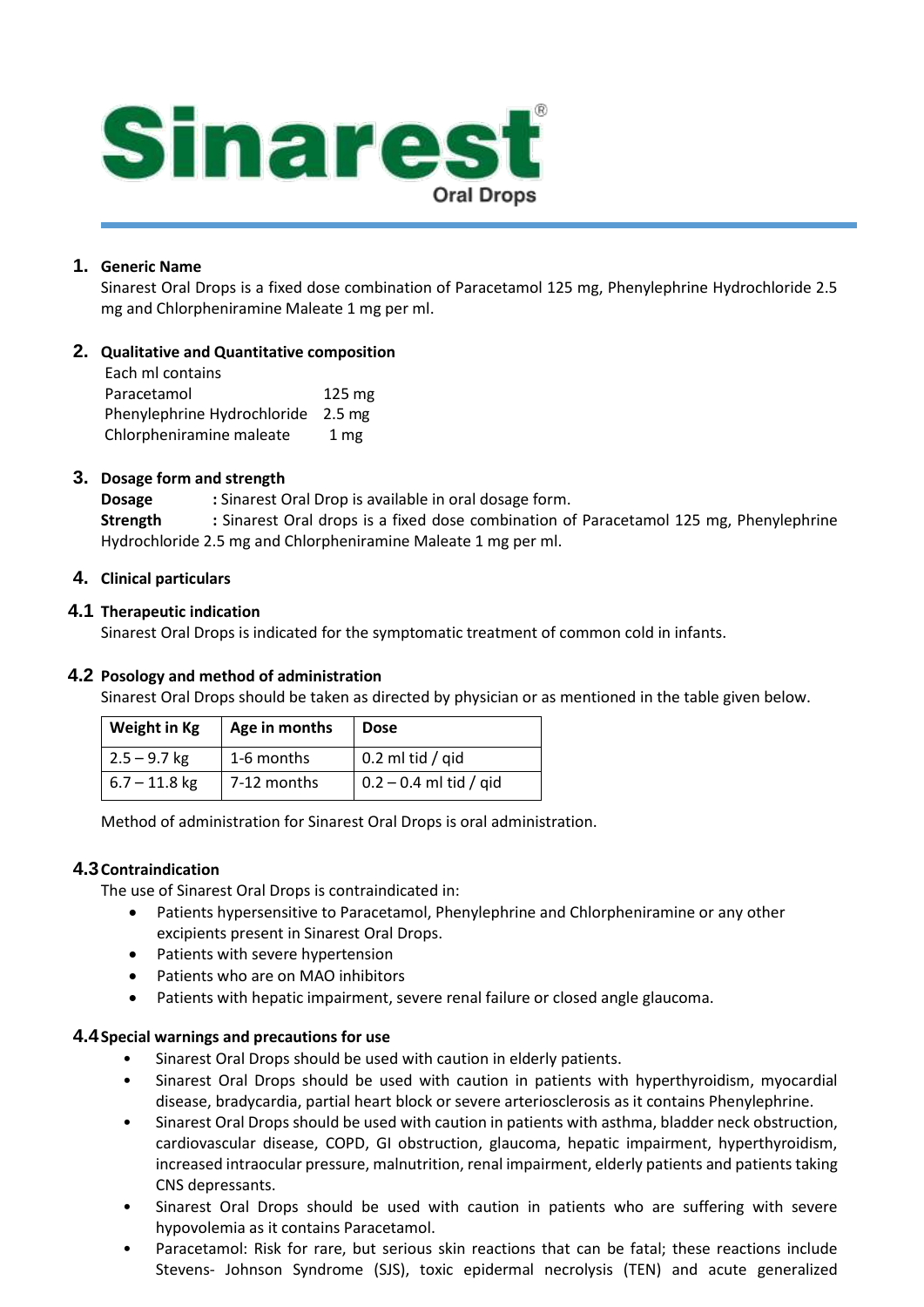# Sinarest®

Oral Drops

## 1. Generic Name

Sinarest Oral Drops is a fixed dose combination of Paracetamol 125 mg, Phenylephrine Hydrochloride 2.5 mg and Chlorpheniramine Maleate 1 mg per ml.

## 2. Qualitative and Quantitative composition

Each ml contains

| | |
|---|---|
| Paracetamol | 125 mg |
| Phenylephrine Hydrochloride | 2.5 mg |
| Chlorpheniramine maleate | 1 mg |

## 3. Dosage form and strength

**Dosage** : Sinarest Oral Drop is available in oral dosage form.

**Strength** : Sinarest Oral drops is a fixed dose combination of Paracetamol 125 mg, Phenylephrine Hydrochloride 2.5 mg and Chlorpheniramine Maleate 1 mg per ml.

## 4. Clinical particulars

### 4.1 Therapeutic indication

Sinarest Oral Drops is indicated for the symptomatic treatment of common cold in infants.

### 4.2 Posology and method of administration

Sinarest Oral Drops should be taken as directed by physician or as mentioned in the table given below.

| Weight in Kg | Age in months | Dose |
|---|---|---|
| 2.5 – 9.7 kg | 1-6 months | 0.2 ml tid / qid |
| 6.7 – 11.8 kg | 7-12 months | 0.2 – 0.4 ml tid / qid |

Method of administration for Sinarest Oral Drops is oral administration.

### 4.3 Contraindication

The use of Sinarest Oral Drops is contraindicated in:

- Patients hypersensitive to Paracetamol, Phenylephrine and Chlorpheniramine or any other excipients present in Sinarest Oral Drops.
- Patients with severe hypertension
- Patients who are on MAO inhibitors
- Patients with hepatic impairment, severe renal failure or closed angle glaucoma.

### 4.4 Special warnings and precautions for use

- Sinarest Oral Drops should be used with caution in elderly patients.
- Sinarest Oral Drops should be used with caution in patients with hyperthyroidism, myocardial disease, bradycardia, partial heart block or severe arteriosclerosis as it contains Phenylephrine.
- Sinarest Oral Drops should be used with caution in patients with asthma, bladder neck obstruction, cardiovascular disease, COPD, GI obstruction, glaucoma, hepatic impairment, hyperthyroidism, increased intraocular pressure, malnutrition, renal impairment, elderly patients and patients taking CNS depressants.
- Sinarest Oral Drops should be used with caution in patients who are suffering with severe hypovolemia as it contains Paracetamol.
- Paracetamol: Risk for rare, but serious skin reactions that can be fatal; these reactions include Stevens- Johnson Syndrome (SJS), toxic epidermal necrolysis (TEN) and acute generalized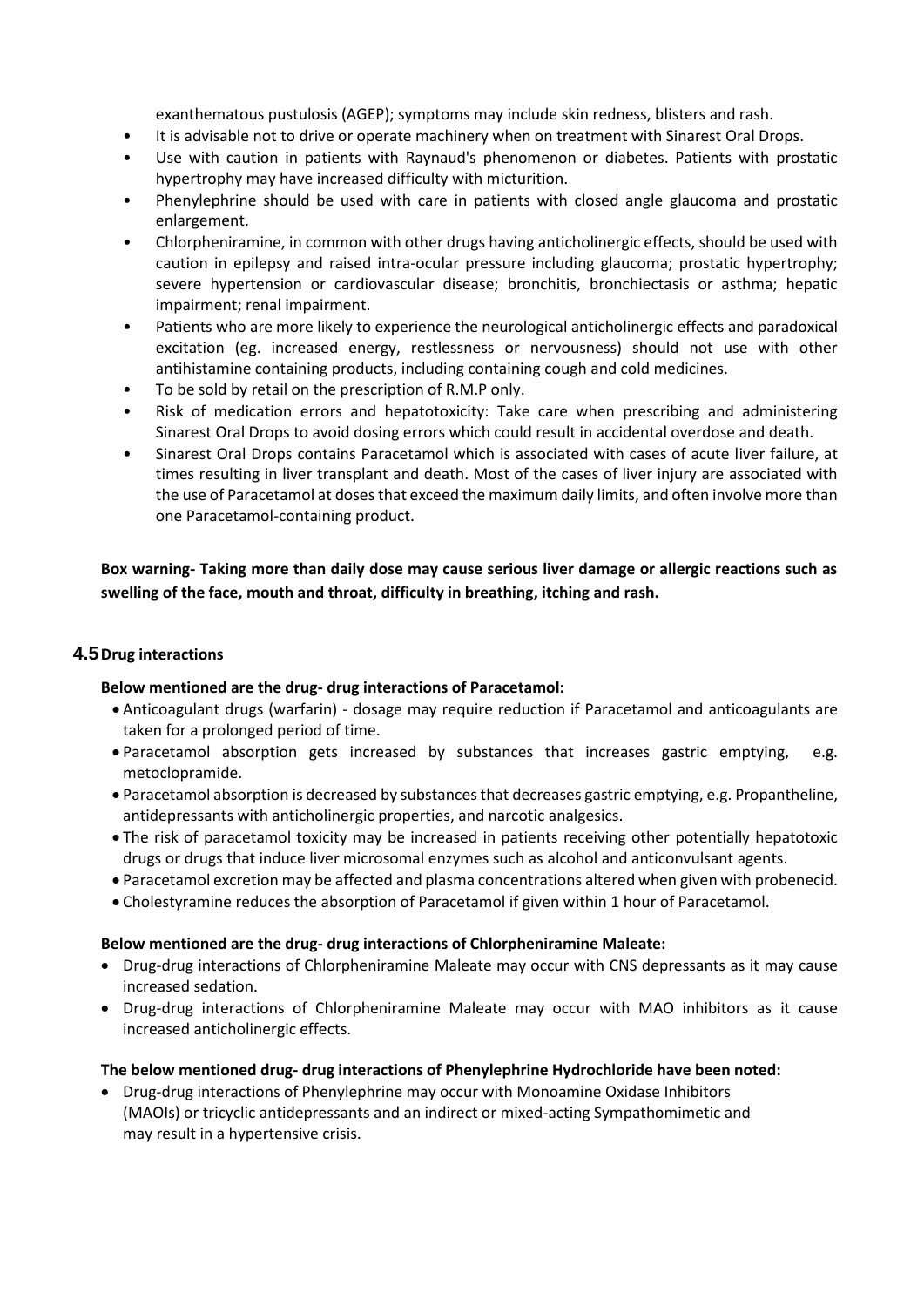exanthematous pustulosis (AGEP); symptoms may include skin redness, blisters and rash.

- It is advisable not to drive or operate machinery when on treatment with Sinarest Oral Drops.
- Use with caution in patients with Raynaud's phenomenon or diabetes. Patients with prostatic hypertrophy may have increased difficulty with micturition.
- Phenylephrine should be used with care in patients with closed angle glaucoma and prostatic enlargement.
- Chlorpheniramine, in common with other drugs having anticholinergic effects, should be used with caution in epilepsy and raised intra-ocular pressure including glaucoma; prostatic hypertrophy; severe hypertension or cardiovascular disease; bronchitis, bronchiectasis or asthma; hepatic impairment; renal impairment.
- Patients who are more likely to experience the neurological anticholinergic effects and paradoxical excitation (eg. increased energy, restlessness or nervousness) should not use with other antihistamine containing products, including containing cough and cold medicines.
- To be sold by retail on the prescription of R.M.P only.
- Risk of medication errors and hepatotoxicity: Take care when prescribing and administering Sinarest Oral Drops to avoid dosing errors which could result in accidental overdose and death.
- Sinarest Oral Drops contains Paracetamol which is associated with cases of acute liver failure, at times resulting in liver transplant and death. Most of the cases of liver injury are associated with the use of Paracetamol at doses that exceed the maximum daily limits, and often involve more than one Paracetamol-containing product.

**Box warning- Taking more than daily dose may cause serious liver damage or allergic reactions such as swelling of the face, mouth and throat, difficulty in breathing, itching and rash.**

## 4.5 Drug interactions

**Below mentioned are the drug- drug interactions of Paracetamol:**

- Anticoagulant drugs (warfarin) - dosage may require reduction if Paracetamol and anticoagulants are taken for a prolonged period of time.
- Paracetamol absorption gets increased by substances that increases gastric emptying, e.g. metoclopramide.
- Paracetamol absorption is decreased by substances that decreases gastric emptying, e.g. Propantheline, antidepressants with anticholinergic properties, and narcotic analgesics.
- The risk of paracetamol toxicity may be increased in patients receiving other potentially hepatotoxic drugs or drugs that induce liver microsomal enzymes such as alcohol and anticonvulsant agents.
- Paracetamol excretion may be affected and plasma concentrations altered when given with probenecid.
- Cholestyramine reduces the absorption of Paracetamol if given within 1 hour of Paracetamol.

**Below mentioned are the drug- drug interactions of Chlorpheniramine Maleate:**

- Drug-drug interactions of Chlorpheniramine Maleate may occur with CNS depressants as it may cause increased sedation.
- Drug-drug interactions of Chlorpheniramine Maleate may occur with MAO inhibitors as it cause increased anticholinergic effects.

**The below mentioned drug- drug interactions of Phenylephrine Hydrochloride have been noted:**

- Drug-drug interactions of Phenylephrine may occur with Monoamine Oxidase Inhibitors (MAOIs) or tricyclic antidepressants and an indirect or mixed-acting Sympathomimetic and may result in a hypertensive crisis.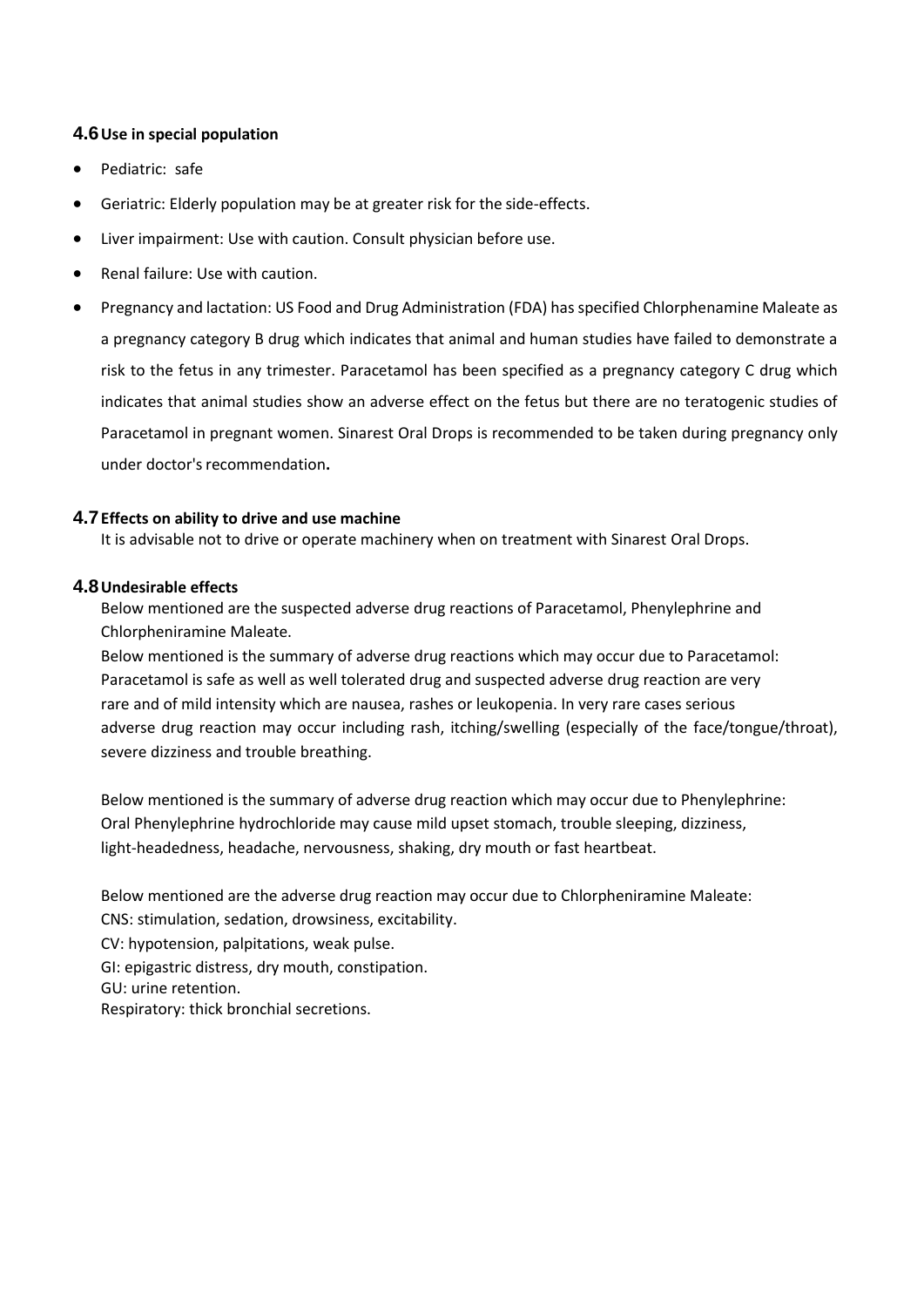## 4.6 Use in special population

- Pediatric: safe
- Geriatric: Elderly population may be at greater risk for the side-effects.
- Liver impairment: Use with caution. Consult physician before use.
- Renal failure: Use with caution.
- Pregnancy and lactation: US Food and Drug Administration (FDA) has specified Chlorphenamine Maleate as a pregnancy category B drug which indicates that animal and human studies have failed to demonstrate a risk to the fetus in any trimester. Paracetamol has been specified as a pregnancy category C drug which indicates that animal studies show an adverse effect on the fetus but there are no teratogenic studies of Paracetamol in pregnant women. Sinarest Oral Drops is recommended to be taken during pregnancy only under doctor's recommendation**.**

## 4.7 Effects on ability to drive and use machine

It is advisable not to drive or operate machinery when on treatment with Sinarest Oral Drops.

## 4.8 Undesirable effects

Below mentioned are the suspected adverse drug reactions of Paracetamol, Phenylephrine and Chlorpheniramine Maleate.

Below mentioned is the summary of adverse drug reactions which may occur due to Paracetamol: Paracetamol is safe as well as well tolerated drug and suspected adverse drug reaction are very rare and of mild intensity which are nausea, rashes or leukopenia. In very rare cases serious adverse drug reaction may occur including rash, itching/swelling (especially of the face/tongue/throat), severe dizziness and trouble breathing.

Below mentioned is the summary of adverse drug reaction which may occur due to Phenylephrine: Oral Phenylephrine hydrochloride may cause mild upset stomach, trouble sleeping, dizziness, light-headedness, headache, nervousness, shaking, dry mouth or fast heartbeat.

Below mentioned are the adverse drug reaction may occur due to Chlorpheniramine Maleate:

CNS: stimulation, sedation, drowsiness, excitability.

CV: hypotension, palpitations, weak pulse.

GI: epigastric distress, dry mouth, constipation.

GU: urine retention.

Respiratory: thick bronchial secretions.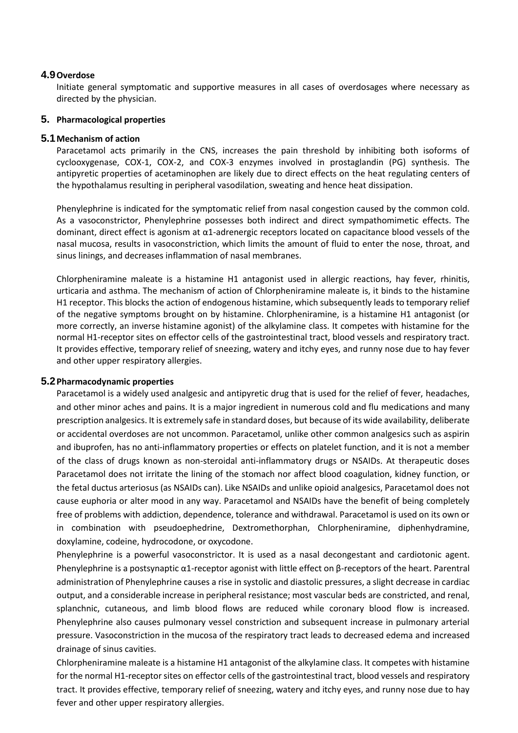## 4.9 Overdose

Initiate general symptomatic and supportive measures in all cases of overdosages where necessary as directed by the physician.

# 5. Pharmacological properties

## 5.1 Mechanism of action

Paracetamol acts primarily in the CNS, increases the pain threshold by inhibiting both isoforms of cyclooxygenase, COX-1, COX-2, and COX-3 enzymes involved in prostaglandin (PG) synthesis. The antipyretic properties of acetaminophen are likely due to direct effects on the heat regulating centers of the hypothalamus resulting in peripheral vasodilation, sweating and hence heat dissipation.

Phenylephrine is indicated for the symptomatic relief from nasal congestion caused by the common cold. As a vasoconstrictor, Phenylephrine possesses both indirect and direct sympathomimetic effects. The dominant, direct effect is agonism at α1-adrenergic receptors located on capacitance blood vessels of the nasal mucosa, results in vasoconstriction, which limits the amount of fluid to enter the nose, throat, and sinus linings, and decreases inflammation of nasal membranes.

Chlorpheniramine maleate is a histamine H1 antagonist used in allergic reactions, hay fever, rhinitis, urticaria and asthma. The mechanism of action of Chlorpheniramine maleate is, it binds to the histamine H1 receptor. This blocks the action of endogenous histamine, which subsequently leads to temporary relief of the negative symptoms brought on by histamine. Chlorpheniramine, is a histamine H1 antagonist (or more correctly, an inverse histamine agonist) of the alkylamine class. It competes with histamine for the normal H1-receptor sites on effector cells of the gastrointestinal tract, blood vessels and respiratory tract. It provides effective, temporary relief of sneezing, watery and itchy eyes, and runny nose due to hay fever and other upper respiratory allergies.

## 5.2 Pharmacodynamic properties

Paracetamol is a widely used analgesic and antipyretic drug that is used for the relief of fever, headaches, and other minor aches and pains. It is a major ingredient in numerous cold and flu medications and many prescription analgesics. It is extremely safe in standard doses, but because of its wide availability, deliberate or accidental overdoses are not uncommon. Paracetamol, unlike other common analgesics such as aspirin and ibuprofen, has no anti-inflammatory properties or effects on platelet function, and it is not a member of the class of drugs known as non-steroidal anti-inflammatory drugs or NSAIDs. At therapeutic doses Paracetamol does not irritate the lining of the stomach nor affect blood coagulation, kidney function, or the fetal ductus arteriosus (as NSAIDs can). Like NSAIDs and unlike opioid analgesics, Paracetamol does not cause euphoria or alter mood in any way. Paracetamol and NSAIDs have the benefit of being completely free of problems with addiction, dependence, tolerance and withdrawal. Paracetamol is used on its own or in combination with pseudoephedrine, Dextromethorphan, Chlorpheniramine, diphenhydramine, doxylamine, codeine, hydrocodone, or oxycodone.

Phenylephrine is a powerful vasoconstrictor. It is used as a nasal decongestant and cardiotonic agent. Phenylephrine is a postsynaptic α1-receptor agonist with little effect on β-receptors of the heart. Parentral administration of Phenylephrine causes a rise in systolic and diastolic pressures, a slight decrease in cardiac output, and a considerable increase in peripheral resistance; most vascular beds are constricted, and renal, splanchnic, cutaneous, and limb blood flows are reduced while coronary blood flow is increased. Phenylephrine also causes pulmonary vessel constriction and subsequent increase in pulmonary arterial pressure. Vasoconstriction in the mucosa of the respiratory tract leads to decreased edema and increased drainage of sinus cavities.

Chlorpheniramine maleate is a histamine H1 antagonist of the alkylamine class. It competes with histamine for the normal H1-receptor sites on effector cells of the gastrointestinal tract, blood vessels and respiratory tract. It provides effective, temporary relief of sneezing, watery and itchy eyes, and runny nose due to hay fever and other upper respiratory allergies.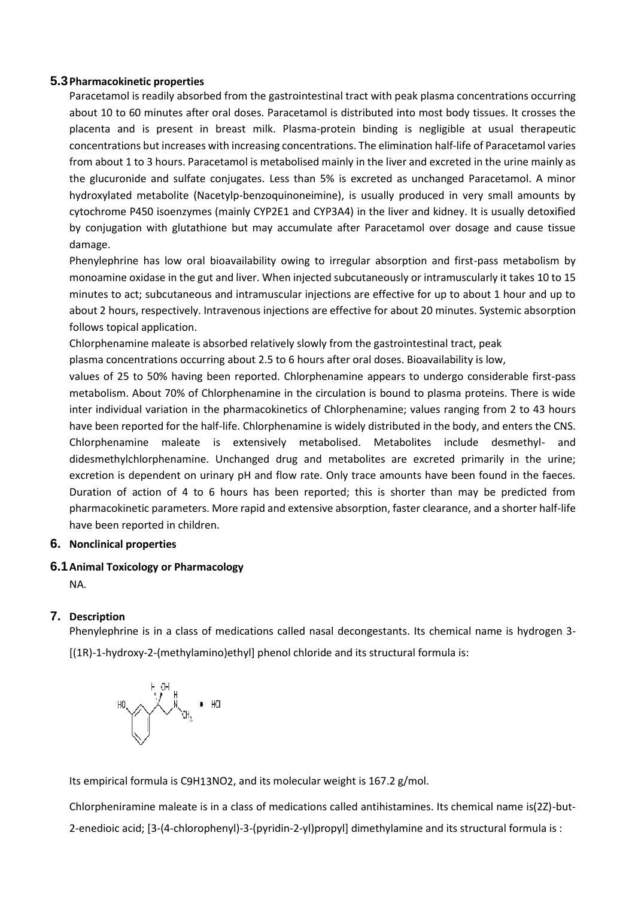### 5.3 Pharmacokinetic properties

Paracetamol is readily absorbed from the gastrointestinal tract with peak plasma concentrations occurring about 10 to 60 minutes after oral doses. Paracetamol is distributed into most body tissues. It crosses the placenta and is present in breast milk. Plasma-protein binding is negligible at usual therapeutic concentrations but increases with increasing concentrations. The elimination half-life of Paracetamol varies from about 1 to 3 hours. Paracetamol is metabolised mainly in the liver and excreted in the urine mainly as the glucuronide and sulfate conjugates. Less than 5% is excreted as unchanged Paracetamol. A minor hydroxylated metabolite (Nacetylp-benzoquinoneimine), is usually produced in very small amounts by cytochrome P450 isoenzymes (mainly CYP2E1 and CYP3A4) in the liver and kidney. It is usually detoxified by conjugation with glutathione but may accumulate after Paracetamol over dosage and cause tissue damage.

Phenylephrine has low oral bioavailability owing to irregular absorption and first-pass metabolism by monoamine oxidase in the gut and liver. When injected subcutaneously or intramuscularly it takes 10 to 15 minutes to act; subcutaneous and intramuscular injections are effective for up to about 1 hour and up to about 2 hours, respectively. Intravenous injections are effective for about 20 minutes. Systemic absorption follows topical application.

Chlorphenamine maleate is absorbed relatively slowly from the gastrointestinal tract, peak plasma concentrations occurring about 2.5 to 6 hours after oral doses. Bioavailability is low, values of 25 to 50% having been reported. Chlorphenamine appears to undergo considerable first-pass metabolism. About 70% of Chlorphenamine in the circulation is bound to plasma proteins. There is wide inter individual variation in the pharmacokinetics of Chlorphenamine; values ranging from 2 to 43 hours have been reported for the half-life. Chlorphenamine is widely distributed in the body, and enters the CNS. Chlorphenamine maleate is extensively metabolised. Metabolites include desmethyl- and didesmethylchlorphenamine. Unchanged drug and metabolites are excreted primarily in the urine; excretion is dependent on urinary pH and flow rate. Only trace amounts have been found in the faeces. Duration of action of 4 to 6 hours has been reported; this is shorter than may be predicted from pharmacokinetic parameters. More rapid and extensive absorption, faster clearance, and a shorter half-life have been reported in children.

## 6. Nonclinical properties

### 6.1 Animal Toxicology or Pharmacology

NA.

## 7. Description

Phenylephrine is in a class of medications called nasal decongestants. Its chemical name is hydrogen 3-[(1R)-1-hydroxy-2-(methylamino)ethyl] phenol chloride and its structural formula is:

Its empirical formula is $C_9H_{13}NO_2$, and its molecular weight is 167.2 g/mol.

Chlorpheniramine maleate is in a class of medications called antihistamines. Its chemical name is(2Z)-but-2-enedioic acid; [3-(4-chlorophenyl)-3-(pyridin-2-yl)propyl] dimethylamine and its structural formula is :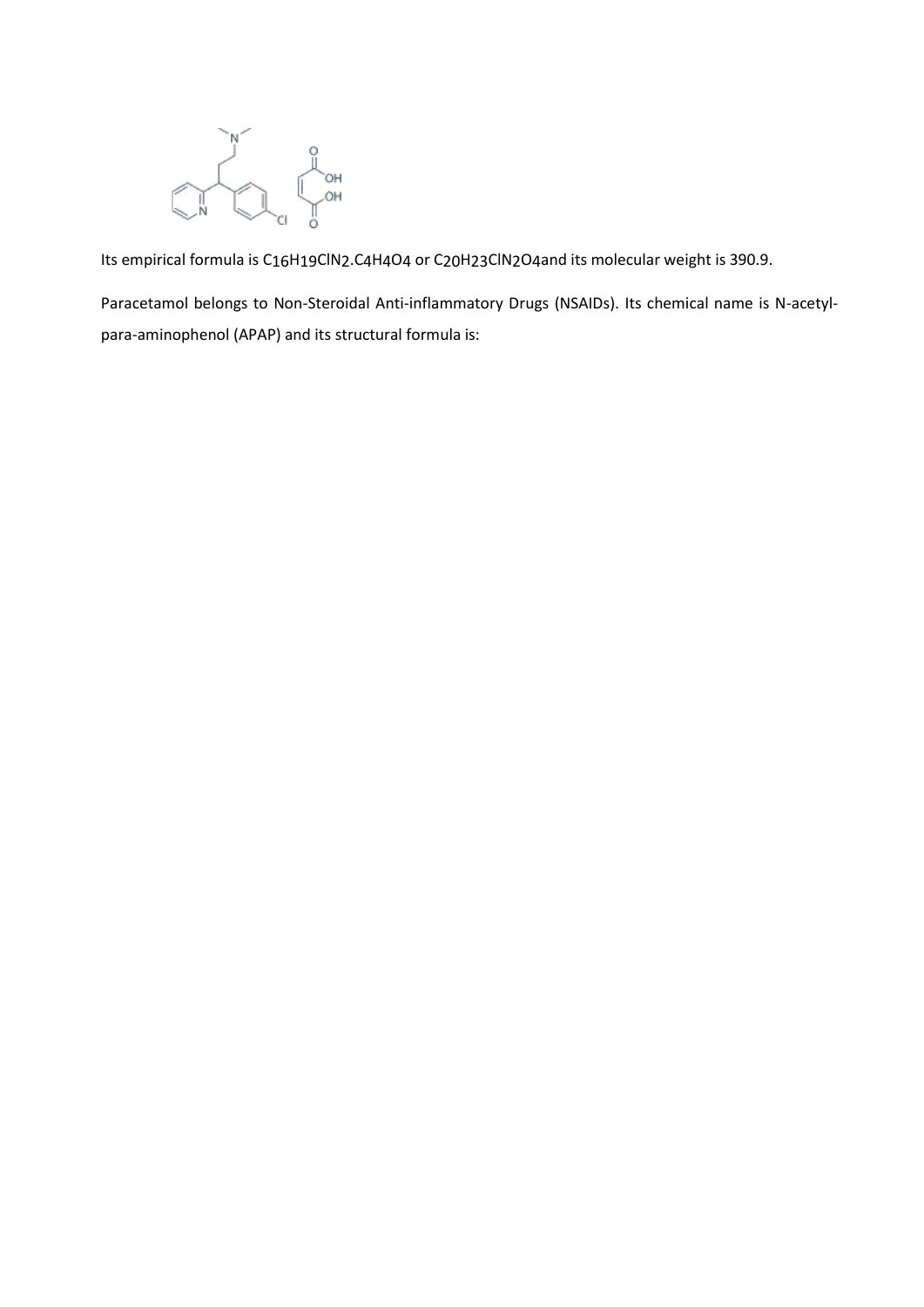Its empirical formula is $C_{16}H_{19}ClN_2.C_4H_4O_4$ or $C_{20}H_{23}ClN_2O_4$ and its molecular weight is 390.9.

Paracetamol belongs to Non-Steroidal Anti-inflammatory Drugs (NSAIDs). Its chemical name is N-acetyl-para-aminophenol (APAP) and its structural formula is: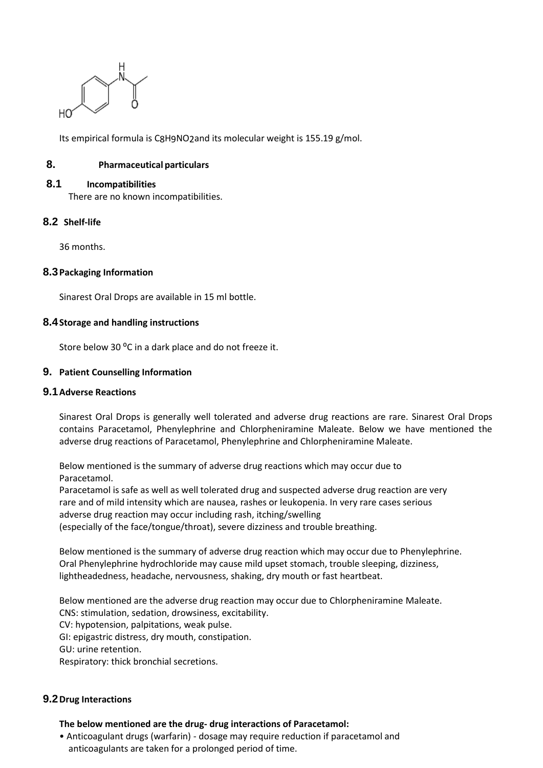Its empirical formula is $C_8H_9NO_2$ and its molecular weight is 155.19 g/mol.

## 8. Pharmaceutical particulars

### 8.1 Incompatibilities

There are no known incompatibilities.

### 8.2 Shelf-life

36 months.

### 8.3 Packaging Information

Sinarest Oral Drops are available in 15 ml bottle.

### 8.4 Storage and handling instructions

Store below 30 ⁰C in a dark place and do not freeze it.

## 9. Patient Counselling Information

### 9.1 Adverse Reactions

Sinarest Oral Drops is generally well tolerated and adverse drug reactions are rare. Sinarest Oral Drops contains Paracetamol, Phenylephrine and Chlorpheniramine Maleate. Below we have mentioned the adverse drug reactions of Paracetamol, Phenylephrine and Chlorpheniramine Maleate.

Below mentioned is the summary of adverse drug reactions which may occur due to Paracetamol.
Paracetamol is safe as well as well tolerated drug and suspected adverse drug reaction are very rare and of mild intensity which are nausea, rashes or leukopenia. In very rare cases serious adverse drug reaction may occur including rash, itching/swelling (especially of the face/tongue/throat), severe dizziness and trouble breathing.

Below mentioned is the summary of adverse drug reaction which may occur due to Phenylephrine.
Oral Phenylephrine hydrochloride may cause mild upset stomach, trouble sleeping, dizziness, lightheadedness, headache, nervousness, shaking, dry mouth or fast heartbeat.

Below mentioned are the adverse drug reaction may occur due to Chlorpheniramine Maleate.
CNS: stimulation, sedation, drowsiness, excitability.
CV: hypotension, palpitations, weak pulse.
GI: epigastric distress, dry mouth, constipation.
GU: urine retention.
Respiratory: thick bronchial secretions.

### 9.2 Drug Interactions

**The below mentioned are the drug- drug interactions of Paracetamol:**

- Anticoagulant drugs (warfarin) - dosage may require reduction if paracetamol and anticoagulants are taken for a prolonged period of time.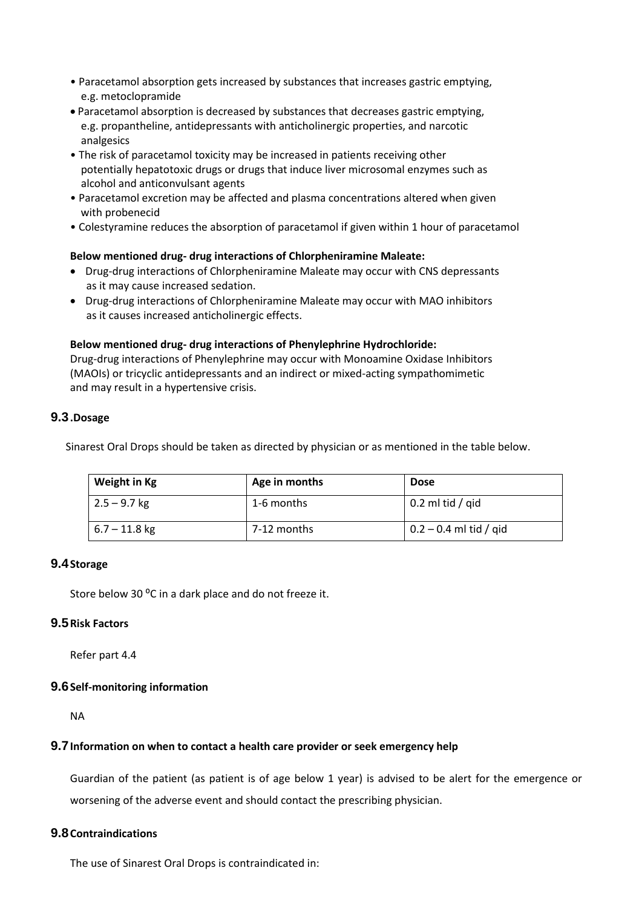- Paracetamol absorption gets increased by substances that increases gastric emptying, e.g. metoclopramide
- Paracetamol absorption is decreased by substances that decreases gastric emptying, e.g. propantheline, antidepressants with anticholinergic properties, and narcotic analgesics
- The risk of paracetamol toxicity may be increased in patients receiving other potentially hepatotoxic drugs or drugs that induce liver microsomal enzymes such as alcohol and anticonvulsant agents
- Paracetamol excretion may be affected and plasma concentrations altered when given with probenecid
- Colestyramine reduces the absorption of paracetamol if given within 1 hour of paracetamol

**Below mentioned drug- drug interactions of Chlorpheniramine Maleate:**

- Drug-drug interactions of Chlorpheniramine Maleate may occur with CNS depressants as it may cause increased sedation.
- Drug-drug interactions of Chlorpheniramine Maleate may occur with MAO inhibitors as it causes increased anticholinergic effects.

**Below mentioned drug- drug interactions of Phenylephrine Hydrochloride:**

Drug-drug interactions of Phenylephrine may occur with Monoamine Oxidase Inhibitors (MAOIs) or tricyclic antidepressants and an indirect or mixed-acting sympathomimetic and may result in a hypertensive crisis.

## 9.3. Dosage

Sinarest Oral Drops should be taken as directed by physician or as mentioned in the table below.

| Weight in Kg | Age in months | Dose |
|---|---|---|
| 2.5 – 9.7 kg | 1-6 months | 0.2 ml tid / qid |
| 6.7 – 11.8 kg | 7-12 months | 0.2 – 0.4 ml tid / qid |

## 9.4 Storage

Store below 30 $^{o}$C in a dark place and do not freeze it.

## 9.5 Risk Factors

Refer part 4.4

## 9.6 Self-monitoring information

NA

## 9.7 Information on when to contact a health care provider or seek emergency help

Guardian of the patient (as patient is of age below 1 year) is advised to be alert for the emergence or worsening of the adverse event and should contact the prescribing physician.

## 9.8 Contraindications

The use of Sinarest Oral Drops is contraindicated in: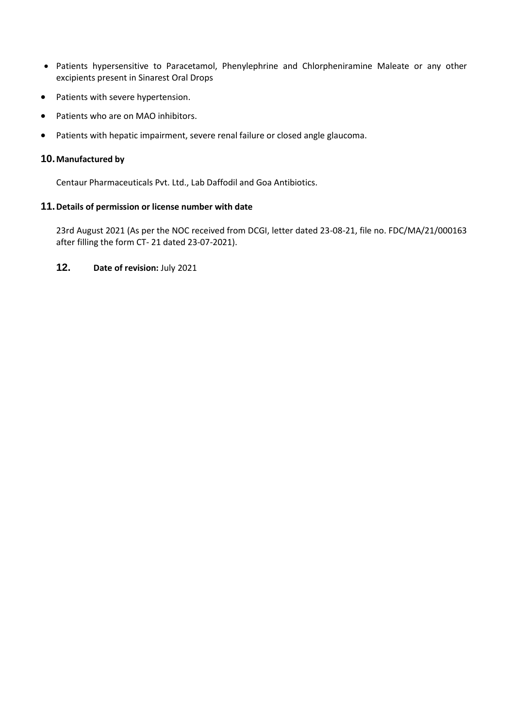- Patients hypersensitive to Paracetamol, Phenylephrine and Chlorpheniramine Maleate or any other excipients present in Sinarest Oral Drops
- Patients with severe hypertension.
- Patients who are on MAO inhibitors.
- Patients with hepatic impairment, severe renal failure or closed angle glaucoma.

## 10. Manufactured by

Centaur Pharmaceuticals Pvt. Ltd., Lab Daffodil and Goa Antibiotics.

## 11. Details of permission or license number with date

23rd August 2021 (As per the NOC received from DCGI, letter dated 23-08-21, file no. FDC/MA/21/000163 after filling the form CT- 21 dated 23-07-2021).

## 12. Date of revision: July 2021